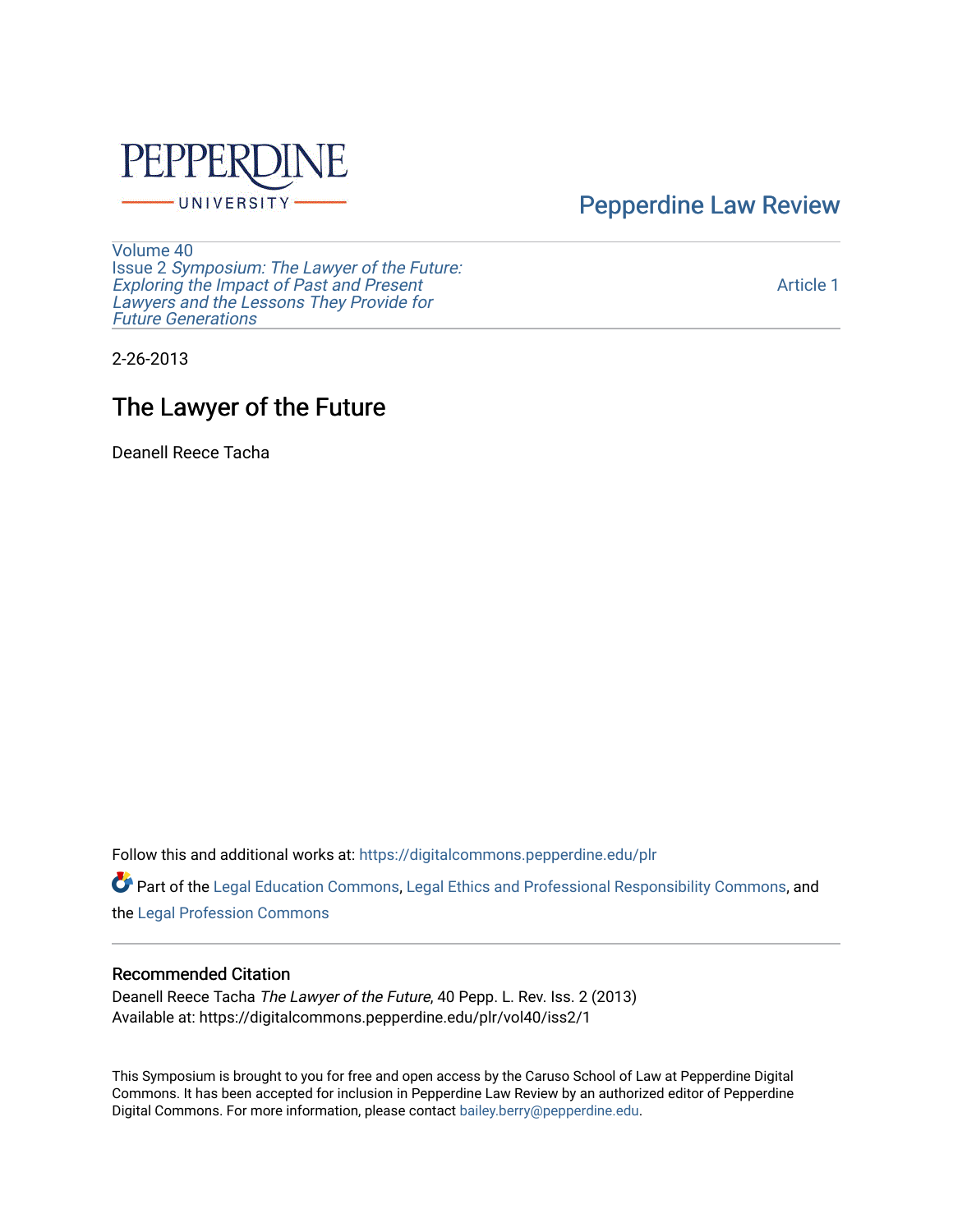Pepperdine Law Review

Volume 40
Issue 2 *Symposium: The Lawyer of the Future: Exploring the Impact of Past and Present Lawyers and the Lessons They Provide for Future Generations*

Article 1

2-26-2013

# The Lawyer of the Future

Deanell Reece Tacha

Follow this and additional works at: https://digitalcommons.pepperdine.edu/plr

Part of the Legal Education Commons, Legal Ethics and Professional Responsibility Commons, and the Legal Profession Commons

## Recommended Citation

Deanell Reece Tacha *The Lawyer of the Future*, 40 Pepp. L. Rev. Iss. 2 (2013)
Available at: https://digitalcommons.pepperdine.edu/plr/vol40/iss2/1

This Symposium is brought to you for free and open access by the Caruso School of Law at Pepperdine Digital Commons. It has been accepted for inclusion in Pepperdine Law Review by an authorized editor of Pepperdine Digital Commons. For more information, please contact bailey.berry@pepperdine.edu.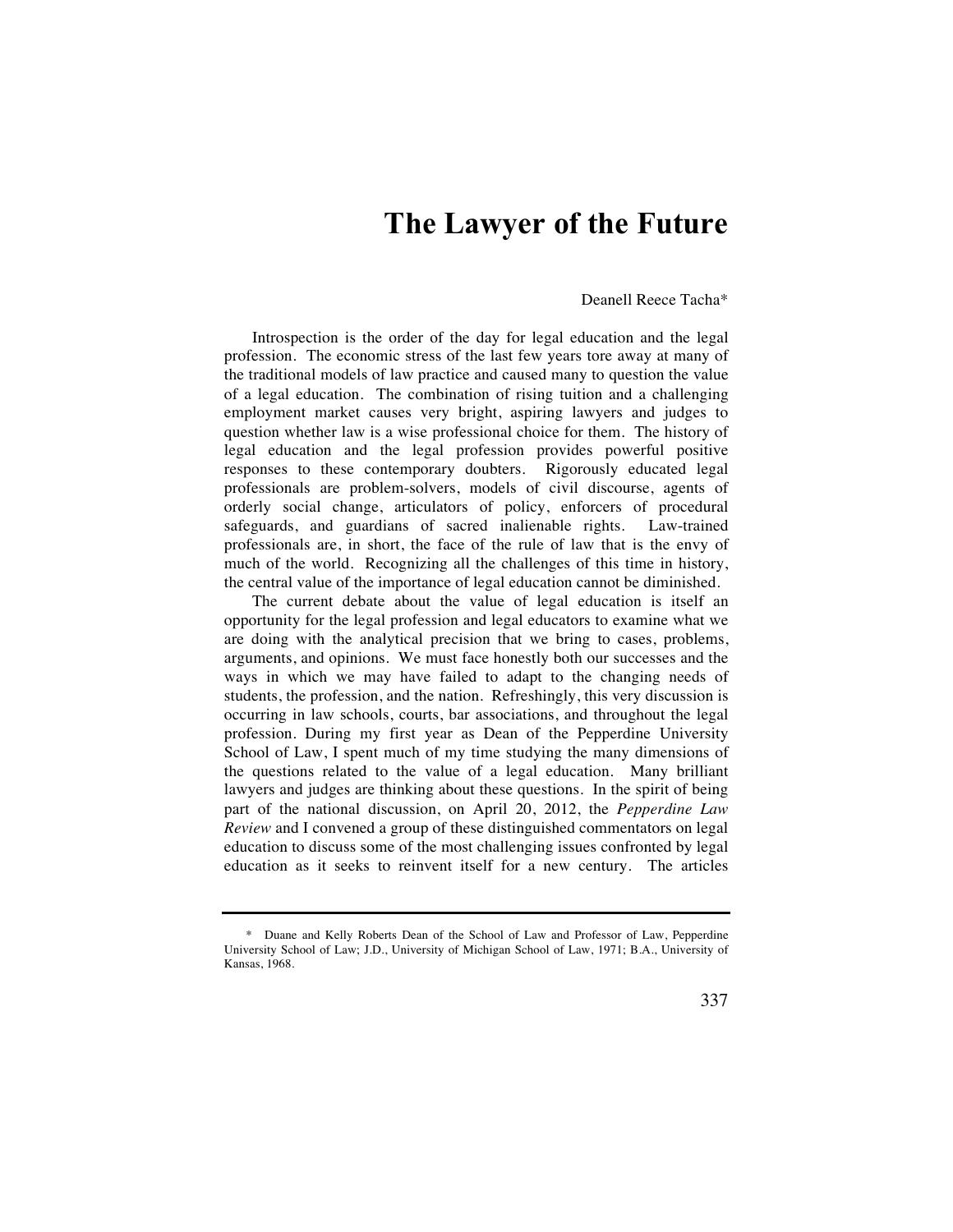# The Lawyer of the Future

Deanell Reece Tacha*

Introspection is the order of the day for legal education and the legal profession. The economic stress of the last few years tore away at many of the traditional models of law practice and caused many to question the value of a legal education. The combination of rising tuition and a challenging employment market causes very bright, aspiring lawyers and judges to question whether law is a wise professional choice for them. The history of legal education and the legal profession provides powerful positive responses to these contemporary doubters. Rigorously educated legal professionals are problem-solvers, models of civil discourse, agents of orderly social change, articulators of policy, enforcers of procedural safeguards, and guardians of sacred inalienable rights. Law-trained professionals are, in short, the face of the rule of law that is the envy of much of the world. Recognizing all the challenges of this time in history, the central value of the importance of legal education cannot be diminished.

The current debate about the value of legal education is itself an opportunity for the legal profession and legal educators to examine what we are doing with the analytical precision that we bring to cases, problems, arguments, and opinions. We must face honestly both our successes and the ways in which we may have failed to adapt to the changing needs of students, the profession, and the nation. Refreshingly, this very discussion is occurring in law schools, courts, bar associations, and throughout the legal profession. During my first year as Dean of the Pepperdine University School of Law, I spent much of my time studying the many dimensions of the questions related to the value of a legal education. Many brilliant lawyers and judges are thinking about these questions. In the spirit of being part of the national discussion, on April 20, 2012, the *Pepperdine Law Review* and I convened a group of these distinguished commentators on legal education to discuss some of the most challenging issues confronted by legal education as it seeks to reinvent itself for a new century. The articles

---

\* Duane and Kelly Roberts Dean of the School of Law and Professor of Law, Pepperdine University School of Law; J.D., University of Michigan School of Law, 1971; B.A., University of Kansas, 1968.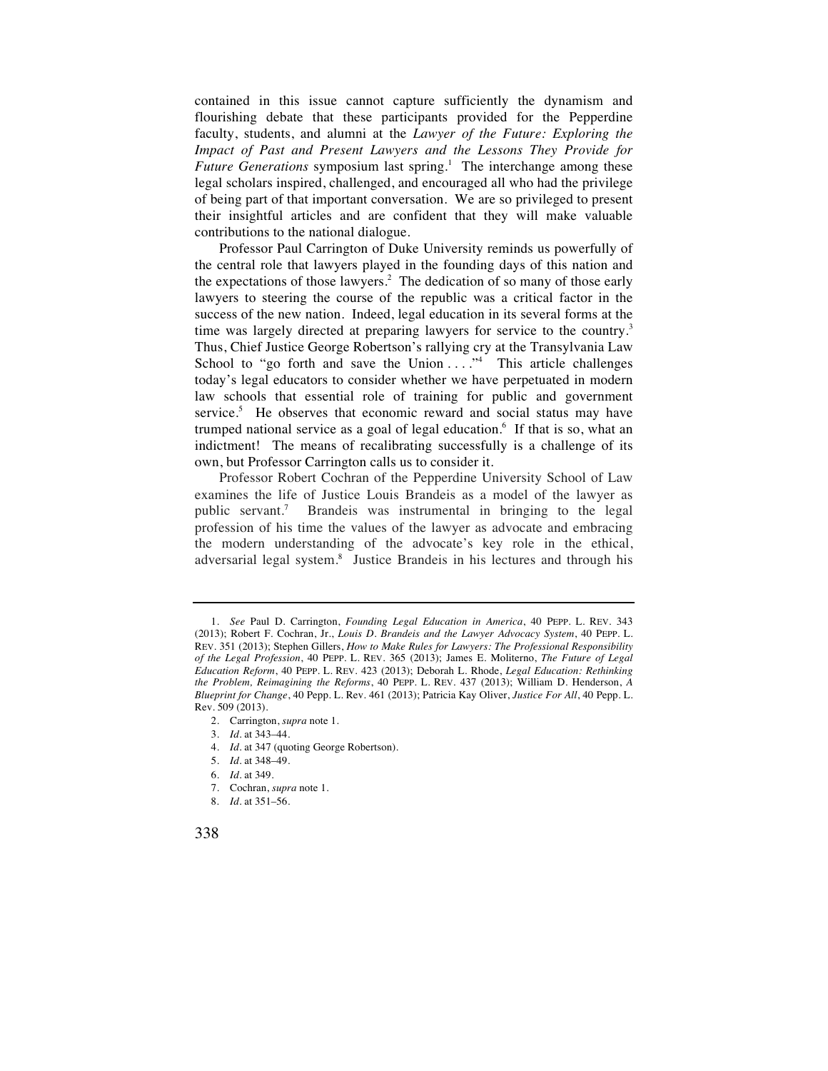contained in this issue cannot capture sufficiently the dynamism and flourishing debate that these participants provided for the Pepperdine faculty, students, and alumni at the *Lawyer of the Future: Exploring the Impact of Past and Present Lawyers and the Lessons They Provide for Future Generations* symposium last spring.[1] The interchange among these legal scholars inspired, challenged, and encouraged all who had the privilege of being part of that important conversation. We are so privileged to present their insightful articles and are confident that they will make valuable contributions to the national dialogue.

Professor Paul Carrington of Duke University reminds us powerfully of the central role that lawyers played in the founding days of this nation and the expectations of those lawyers.[2] The dedication of so many of those early lawyers to steering the course of the republic was a critical factor in the success of the new nation. Indeed, legal education in its several forms at the time was largely directed at preparing lawyers for service to the country.[3] Thus, Chief Justice George Robertson's rallying cry at the Transylvania Law School to "go forth and save the Union . . . ."[4] This article challenges today's legal educators to consider whether we have perpetuated in modern law schools that essential role of training for public and government service.[5] He observes that economic reward and social status may have trumped national service as a goal of legal education.[6] If that is so, what an indictment! The means of recalibrating successfully is a challenge of its own, but Professor Carrington calls us to consider it.

Professor Robert Cochran of the Pepperdine University School of Law examines the life of Justice Louis Brandeis as a model of the lawyer as public servant.[7] Brandeis was instrumental in bringing to the legal profession of his time the values of the lawyer as advocate and embracing the modern understanding of the advocate's key role in the ethical, adversarial legal system.[8] Justice Brandeis in his lectures and through his

---

1. *See* Paul D. Carrington, *Founding Legal Education in America*, 40 PEPP. L. REV. 343 (2013); Robert F. Cochran, Jr., *Louis D. Brandeis and the Lawyer Advocacy System*, 40 PEPP. L. REV. 351 (2013); Stephen Gillers, *How to Make Rules for Lawyers: The Professional Responsibility of the Legal Profession*, 40 PEPP. L. REV. 365 (2013); James E. Moliterno, *The Future of Legal Education Reform*, 40 PEPP. L. REV. 423 (2013); Deborah L. Rhode, *Legal Education: Rethinking the Problem, Reimagining the Reforms*, 40 PEPP. L. REV. 437 (2013); William D. Henderson, *A Blueprint for Change*, 40 Pepp. L. Rev. 461 (2013); Patricia Kay Oliver, *Justice For All*, 40 Pepp. L. Rev. 509 (2013).

2. Carrington, *supra* note 1.

3. *Id.* at 343–44.

4. *Id.* at 347 (quoting George Robertson).

5. *Id.* at 348–49.

6. *Id.* at 349.

7. Cochran, *supra* note 1.

8. *Id.* at 351–56.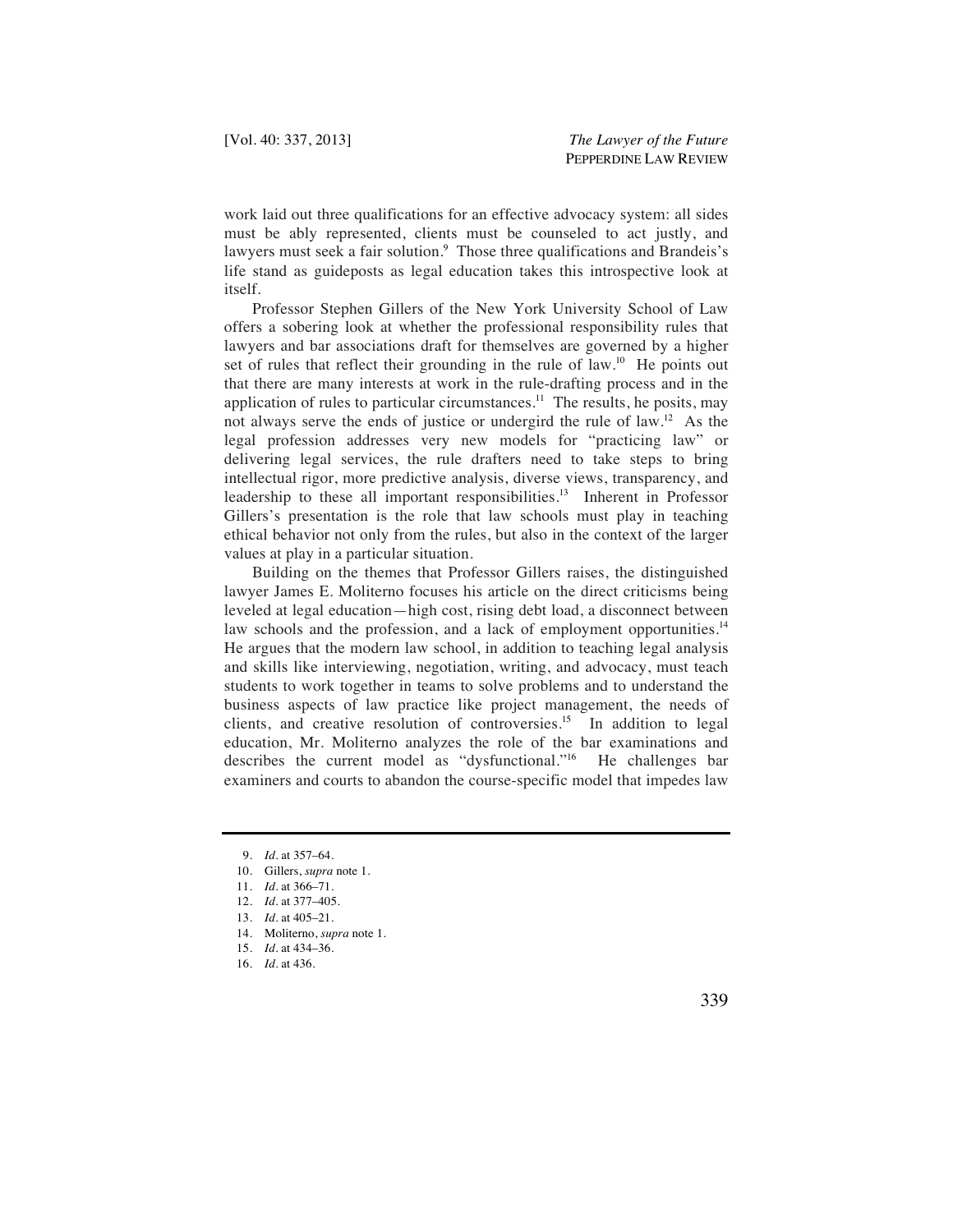work laid out three qualifications for an effective advocacy system: all sides must be ably represented, clients must be counseled to act justly, and lawyers must seek a fair solution.[9] Those three qualifications and Brandeis's life stand as guideposts as legal education takes this introspective look at itself.

Professor Stephen Gillers of the New York University School of Law offers a sobering look at whether the professional responsibility rules that lawyers and bar associations draft for themselves are governed by a higher set of rules that reflect their grounding in the rule of law.[10] He points out that there are many interests at work in the rule-drafting process and in the application of rules to particular circumstances.[11] The results, he posits, may not always serve the ends of justice or undergird the rule of law.[12] As the legal profession addresses very new models for "practicing law" or delivering legal services, the rule drafters need to take steps to bring intellectual rigor, more predictive analysis, diverse views, transparency, and leadership to these all important responsibilities.[13] Inherent in Professor Gillers's presentation is the role that law schools must play in teaching ethical behavior not only from the rules, but also in the context of the larger values at play in a particular situation.

Building on the themes that Professor Gillers raises, the distinguished lawyer James E. Moliterno focuses his article on the direct criticisms being leveled at legal education—high cost, rising debt load, a disconnect between law schools and the profession, and a lack of employment opportunities.[14] He argues that the modern law school, in addition to teaching legal analysis and skills like interviewing, negotiation, writing, and advocacy, must teach students to work together in teams to solve problems and to understand the business aspects of law practice like project management, the needs of clients, and creative resolution of controversies.[15] In addition to legal education, Mr. Moliterno analyzes the role of the bar examinations and describes the current model as "dysfunctional."[16] He challenges bar examiners and courts to abandon the course-specific model that impedes law

---

9. *Id.* at 357–64.
10. Gillers, *supra* note 1.
11. *Id.* at 366–71.
12. *Id.* at 377–405.
13. *Id.* at 405–21.
14. Moliterno, *supra* note 1.
15. *Id.* at 434–36.
16. *Id.* at 436.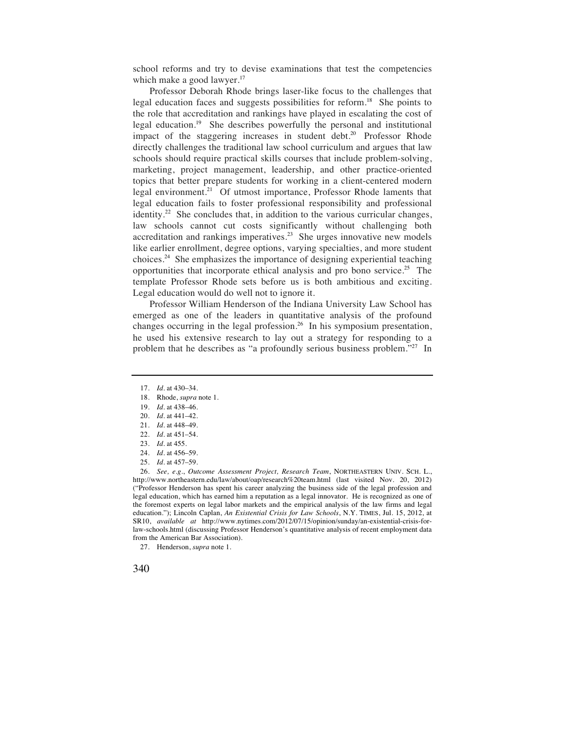school reforms and try to devise examinations that test the competencies which make a good lawyer.[17]

Professor Deborah Rhode brings laser-like focus to the challenges that legal education faces and suggests possibilities for reform.[18] She points to the role that accreditation and rankings have played in escalating the cost of legal education.[19] She describes powerfully the personal and institutional impact of the staggering increases in student debt.[20] Professor Rhode directly challenges the traditional law school curriculum and argues that law schools should require practical skills courses that include problem-solving, marketing, project management, leadership, and other practice-oriented topics that better prepare students for working in a client-centered modern legal environment.[21] Of utmost importance, Professor Rhode laments that legal education fails to foster professional responsibility and professional identity.[22] She concludes that, in addition to the various curricular changes, law schools cannot cut costs significantly without challenging both accreditation and rankings imperatives.[23] She urges innovative new models like earlier enrollment, degree options, varying specialties, and more student choices.[24] She emphasizes the importance of designing experiential teaching opportunities that incorporate ethical analysis and pro bono service.[25] The template Professor Rhode sets before us is both ambitious and exciting. Legal education would do well not to ignore it.

Professor William Henderson of the Indiana University Law School has emerged as one of the leaders in quantitative analysis of the profound changes occurring in the legal profession.[26] In his symposium presentation, he used his extensive research to lay out a strategy for responding to a problem that he describes as "a profoundly serious business problem."[27] In

---

17. *Id.* at 430–34.

18. Rhode, *supra* note 1.

19. *Id.* at 438–46.

20. *Id.* at 441–42.

21. *Id.* at 448–49.

22. *Id.* at 451–54.

23. *Id.* at 455.

24. *Id.* at 456–59.

25. *Id.* at 457–59.

26. *See, e.g.*, *Outcome Assessment Project, Research Team*, NORTHEASTERN UNIV. SCH. L., http://www.northeastern.edu/law/about/oap/research%20team.html (last visited Nov. 20, 2012) ("Professor Henderson has spent his career analyzing the business side of the legal profession and legal education, which has earned him a reputation as a legal innovator. He is recognized as one of the foremost experts on legal labor markets and the empirical analysis of the law firms and legal education."); Lincoln Caplan, *An Existential Crisis for Law Schools*, N.Y. TIMES, Jul. 15, 2012, at SR10, *available at* http://www.nytimes.com/2012/07/15/opinion/sunday/an-existential-crisis-for-law-schools.html (discussing Professor Henderson's quantitative analysis of recent employment data from the American Bar Association).

27. Henderson, *supra* note 1.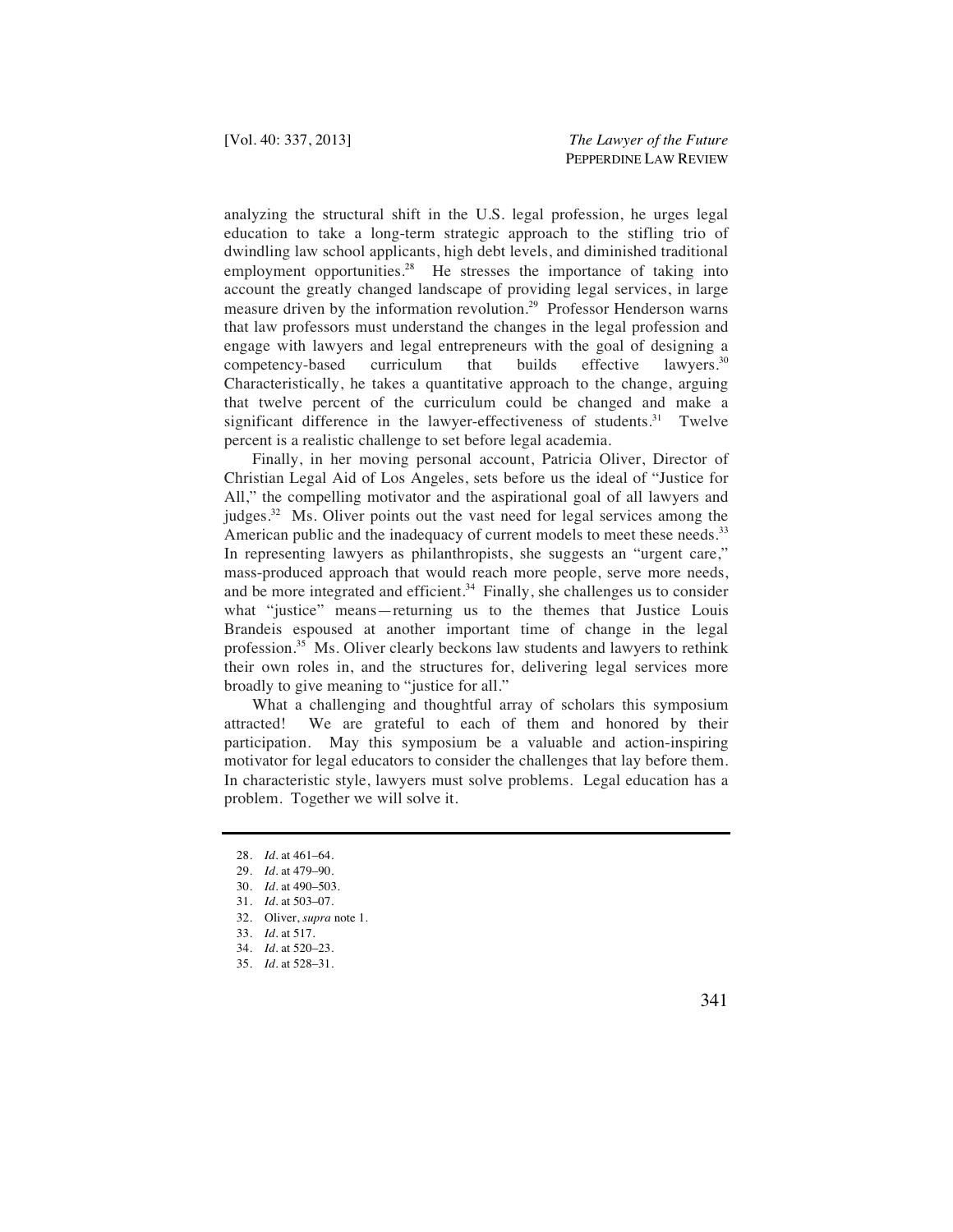analyzing the structural shift in the U.S. legal profession, he urges legal education to take a long-term strategic approach to the stifling trio of dwindling law school applicants, high debt levels, and diminished traditional employment opportunities.[28] He stresses the importance of taking into account the greatly changed landscape of providing legal services, in large measure driven by the information revolution.[29] Professor Henderson warns that law professors must understand the changes in the legal profession and engage with lawyers and legal entrepreneurs with the goal of designing a competency-based curriculum that builds effective lawyers.[30] Characteristically, he takes a quantitative approach to the change, arguing that twelve percent of the curriculum could be changed and make a significant difference in the lawyer-effectiveness of students.[31] Twelve percent is a realistic challenge to set before legal academia.

Finally, in her moving personal account, Patricia Oliver, Director of Christian Legal Aid of Los Angeles, sets before us the ideal of "Justice for All," the compelling motivator and the aspirational goal of all lawyers and judges.[32] Ms. Oliver points out the vast need for legal services among the American public and the inadequacy of current models to meet these needs.[33] In representing lawyers as philanthropists, she suggests an "urgent care," mass-produced approach that would reach more people, serve more needs, and be more integrated and efficient.[34] Finally, she challenges us to consider what "justice" means—returning us to the themes that Justice Louis Brandeis espoused at another important time of change in the legal profession.[35] Ms. Oliver clearly beckons law students and lawyers to rethink their own roles in, and the structures for, delivering legal services more broadly to give meaning to "justice for all."

What a challenging and thoughtful array of scholars this symposium attracted! We are grateful to each of them and honored by their participation. May this symposium be a valuable and action-inspiring motivator for legal educators to consider the challenges that lay before them. In characteristic style, lawyers must solve problems. Legal education has a problem. Together we will solve it.

---

28. *Id.* at 461–64.
29. *Id.* at 479–90.
30. *Id.* at 490–503.
31. *Id.* at 503–07.
32. Oliver, *supra* note 1.
33. *Id.* at 517.
34. *Id.* at 520–23.
35. *Id.* at 528–31.